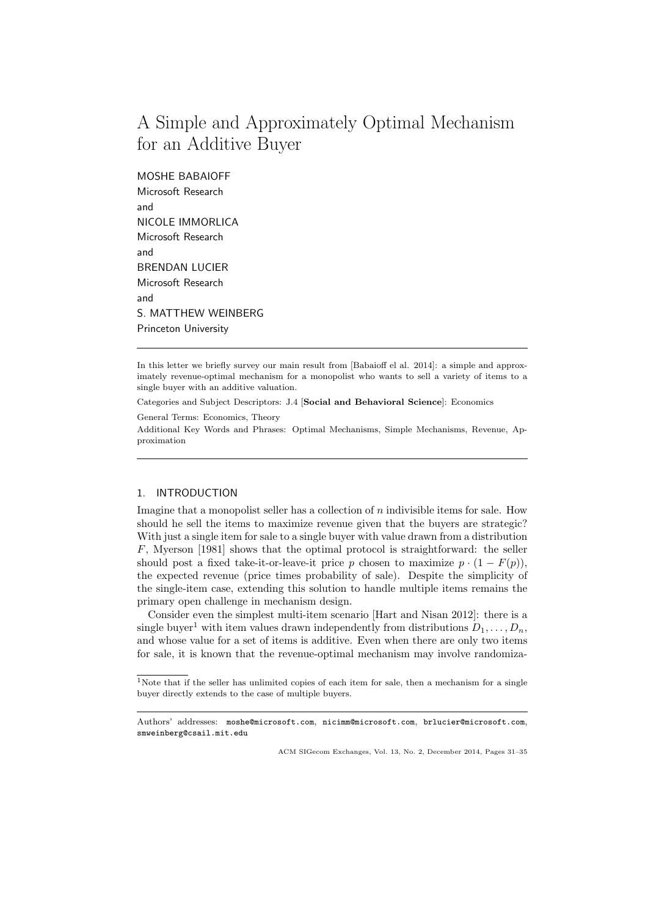# A Simple and Approximately Optimal Mechanism for an Additive Buyer

MOSHE BABAIOFF
Microsoft Research
and
NICOLE IMMORLICA
Microsoft Research
and
BRENDAN LUCIER
Microsoft Research
and
S. MATTHEW WEINBERG
Princeton University

---

In this letter we briefly survey our main result from [Babaioff el al. 2014]: a simple and approximately revenue-optimal mechanism for a monopolist who wants to sell a variety of items to a single buyer with an additive valuation.

Categories and Subject Descriptors: J.4 [**Social and Behavioral Science**]: Economics

General Terms: Economics, Theory

Additional Key Words and Phrases: Optimal Mechanisms, Simple Mechanisms, Revenue, Approximation

---

## 1. INTRODUCTION

Imagine that a monopolist seller has a collection of $n$ indivisible items for sale. How should he sell the items to maximize revenue given that the buyers are strategic? With just a single item for sale to a single buyer with value drawn from a distribution $F$, Myerson [1981] shows that the optimal protocol is straightforward: the seller should post a fixed take-it-or-leave-it price $p$ chosen to maximize $p \cdot (1 - F(p))$, the expected revenue (price times probability of sale). Despite the simplicity of the single-item case, extending this solution to handle multiple items remains the primary open challenge in mechanism design.

Consider even the simplest multi-item scenario [Hart and Nisan 2012]: there is a single buyer[1] with item values drawn independently from distributions $D_1, \dots, D_n$, and whose value for a set of items is additive. Even when there are only two items for sale, it is known that the revenue-optimal mechanism may involve randomiza-

[1] Note that if the seller has unlimited copies of each item for sale, then a mechanism for a single buyer directly extends to the case of multiple buyers.

---

Authors' addresses: moshe@microsoft.com, nicimm@microsoft.com, brlucier@microsoft.com, smweinberg@csail.mit.edu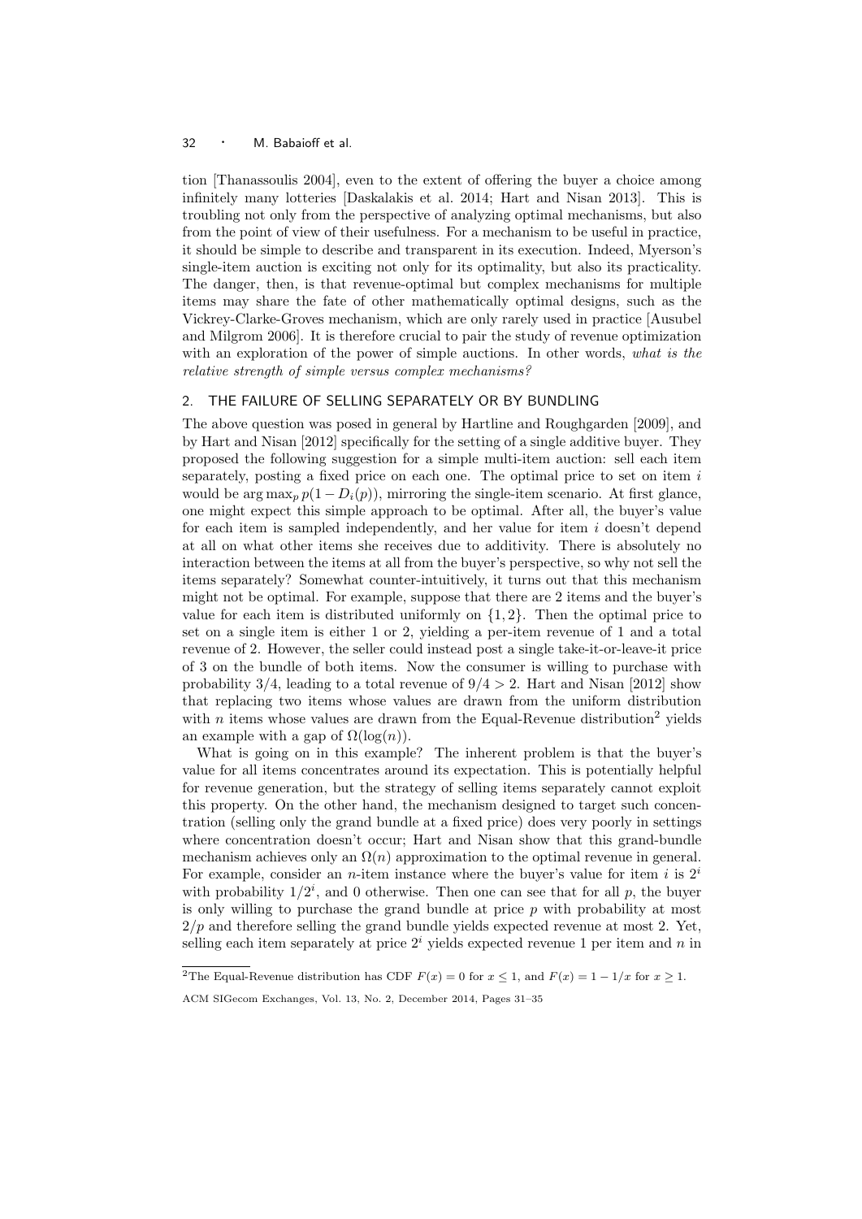tion [Thanassoulis 2004], even to the extent of offering the buyer a choice among infinitely many lotteries [Daskalakis et al. 2014; Hart and Nisan 2013]. This is troubling not only from the perspective of analyzing optimal mechanisms, but also from the point of view of their usefulness. For a mechanism to be useful in practice, it should be simple to describe and transparent in its execution. Indeed, Myerson's single-item auction is exciting not only for its optimality, but also its practicality. The danger, then, is that revenue-optimal but complex mechanisms for multiple items may share the fate of other mathematically optimal designs, such as the Vickrey-Clarke-Groves mechanism, which are only rarely used in practice [Ausubel and Milgrom 2006]. It is therefore crucial to pair the study of revenue optimization with an exploration of the power of simple auctions. In other words, *what is the relative strength of simple versus complex mechanisms?*

## 2. THE FAILURE OF SELLING SEPARATELY OR BY BUNDLING

The above question was posed in general by Hartline and Roughgarden [2009], and by Hart and Nisan [2012] specifically for the setting of a single additive buyer. They proposed the following suggestion for a simple multi-item auction: sell each item separately, posting a fixed price on each one. The optimal price to set on item $i$ would be $\arg\max_p p(1 - D_i(p))$, mirroring the single-item scenario. At first glance, one might expect this simple approach to be optimal. After all, the buyer's value for each item is sampled independently, and her value for item $i$ doesn't depend at all on what other items she receives due to additivity. There is absolutely no interaction between the items at all from the buyer's perspective, so why not sell the items separately? Somewhat counter-intuitively, it turns out that this mechanism might not be optimal. For example, suppose that there are 2 items and the buyer's value for each item is distributed uniformly on $\{1, 2\}$. Then the optimal price to set on a single item is either 1 or 2, yielding a per-item revenue of 1 and a total revenue of 2. However, the seller could instead post a single take-it-or-leave-it price of 3 on the bundle of both items. Now the consumer is willing to purchase with probability $3/4$, leading to a total revenue of $9/4 > 2$. Hart and Nisan [2012] show that replacing two items whose values are drawn from the uniform distribution with $n$ items whose values are drawn from the Equal-Revenue distribution[2] yields an example with a gap of $\Omega(\log(n))$.

What is going on in this example? The inherent problem is that the buyer's value for all items concentrates around its expectation. This is potentially helpful for revenue generation, but the strategy of selling items separately cannot exploit this property. On the other hand, the mechanism designed to target such concentration (selling only the grand bundle at a fixed price) does very poorly in settings where concentration doesn't occur; Hart and Nisan show that this grand-bundle mechanism achieves only an $\Omega(n)$ approximation to the optimal revenue in general. For example, consider an $n$-item instance where the buyer's value for item $i$ is $2^i$ with probability $1/2^i$, and 0 otherwise. Then one can see that for all $p$, the buyer is only willing to purchase the grand bundle at price $p$ with probability at most $2/p$ and therefore selling the grand bundle yields expected revenue at most 2. Yet, selling each item separately at price $2^i$ yields expected revenue 1 per item and $n$ in

[2]The Equal-Revenue distribution has CDF $F(x) = 0$ for $x \leq 1$, and $F(x) = 1 - 1/x$ for $x \geq 1$.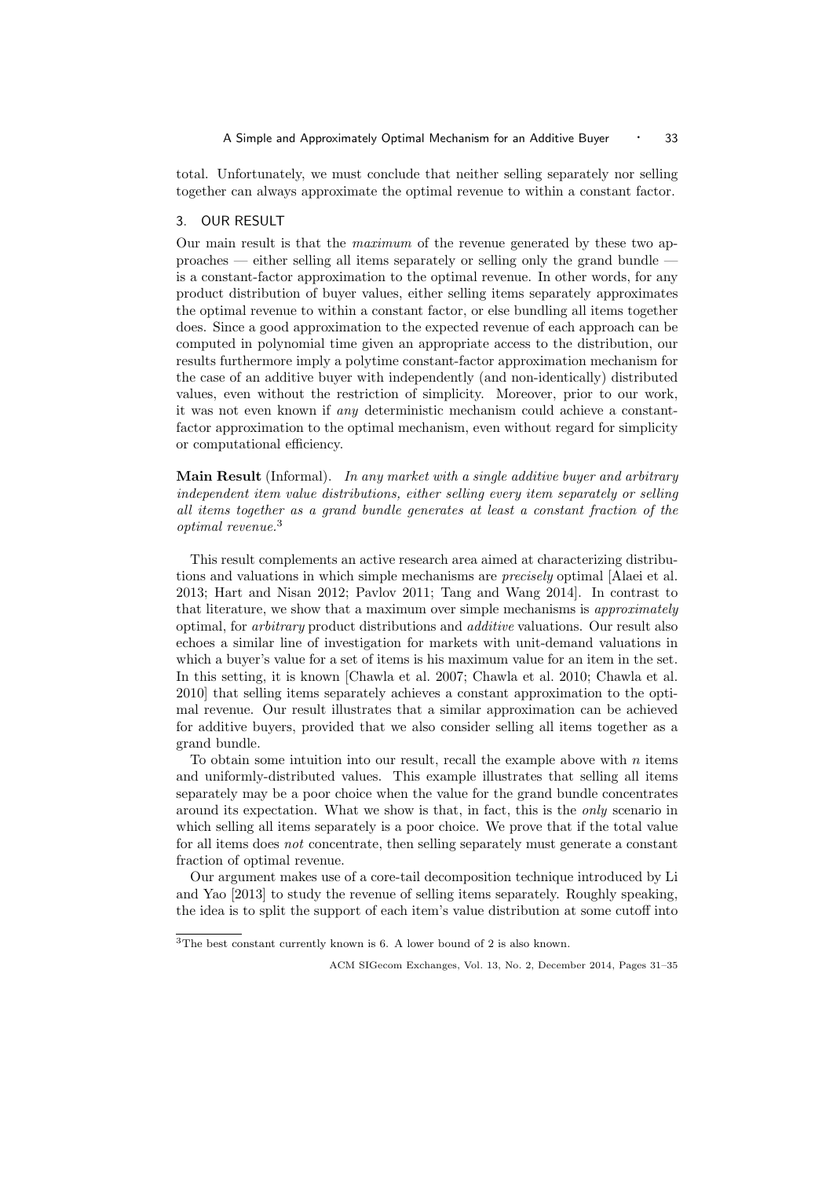total. Unfortunately, we must conclude that neither selling separately nor selling together can always approximate the optimal revenue to within a constant factor.

## 3. OUR RESULT

Our main result is that the *maximum* of the revenue generated by these two approaches — either selling all items separately or selling only the grand bundle — is a constant-factor approximation to the optimal revenue. In other words, for any product distribution of buyer values, either selling items separately approximates the optimal revenue to within a constant factor, or else bundling all items together does. Since a good approximation to the expected revenue of each approach can be computed in polynomial time given an appropriate access to the distribution, our results furthermore imply a polytime constant-factor approximation mechanism for the case of an additive buyer with independently (and non-identically) distributed values, even without the restriction of simplicity. Moreover, prior to our work, it was not even known if *any* deterministic mechanism could achieve a constant-factor approximation to the optimal mechanism, even without regard for simplicity or computational efficiency.

**Main Result** (Informal). *In any market with a single additive buyer and arbitrary independent item value distributions, either selling every item separately or selling all items together as a grand bundle generates at least a constant fraction of the optimal revenue.*[3]

This result complements an active research area aimed at characterizing distributions and valuations in which simple mechanisms are *precisely* optimal [Alaei et al. 2013; Hart and Nisan 2012; Pavlov 2011; Tang and Wang 2014]. In contrast to that literature, we show that a maximum over simple mechanisms is *approximately* optimal, for *arbitrary* product distributions and *additive* valuations. Our result also echoes a similar line of investigation for markets with unit-demand valuations in which a buyer's value for a set of items is his maximum value for an item in the set. In this setting, it is known [Chawla et al. 2007; Chawla et al. 2010; Chawla et al. 2010] that selling items separately achieves a constant approximation to the optimal revenue. Our result illustrates that a similar approximation can be achieved for additive buyers, provided that we also consider selling all items together as a grand bundle.

To obtain some intuition into our result, recall the example above with $n$ items and uniformly-distributed values. This example illustrates that selling all items separately may be a poor choice when the value for the grand bundle concentrates around its expectation. What we show is that, in fact, this is the *only* scenario in which selling all items separately is a poor choice. We prove that if the total value for all items does *not* concentrate, then selling separately must generate a constant fraction of optimal revenue.

Our argument makes use of a core-tail decomposition technique introduced by Li and Yao [2013] to study the revenue of selling items separately. Roughly speaking, the idea is to split the support of each item's value distribution at some cutoff into

[3] The best constant currently known is 6. A lower bound of 2 is also known.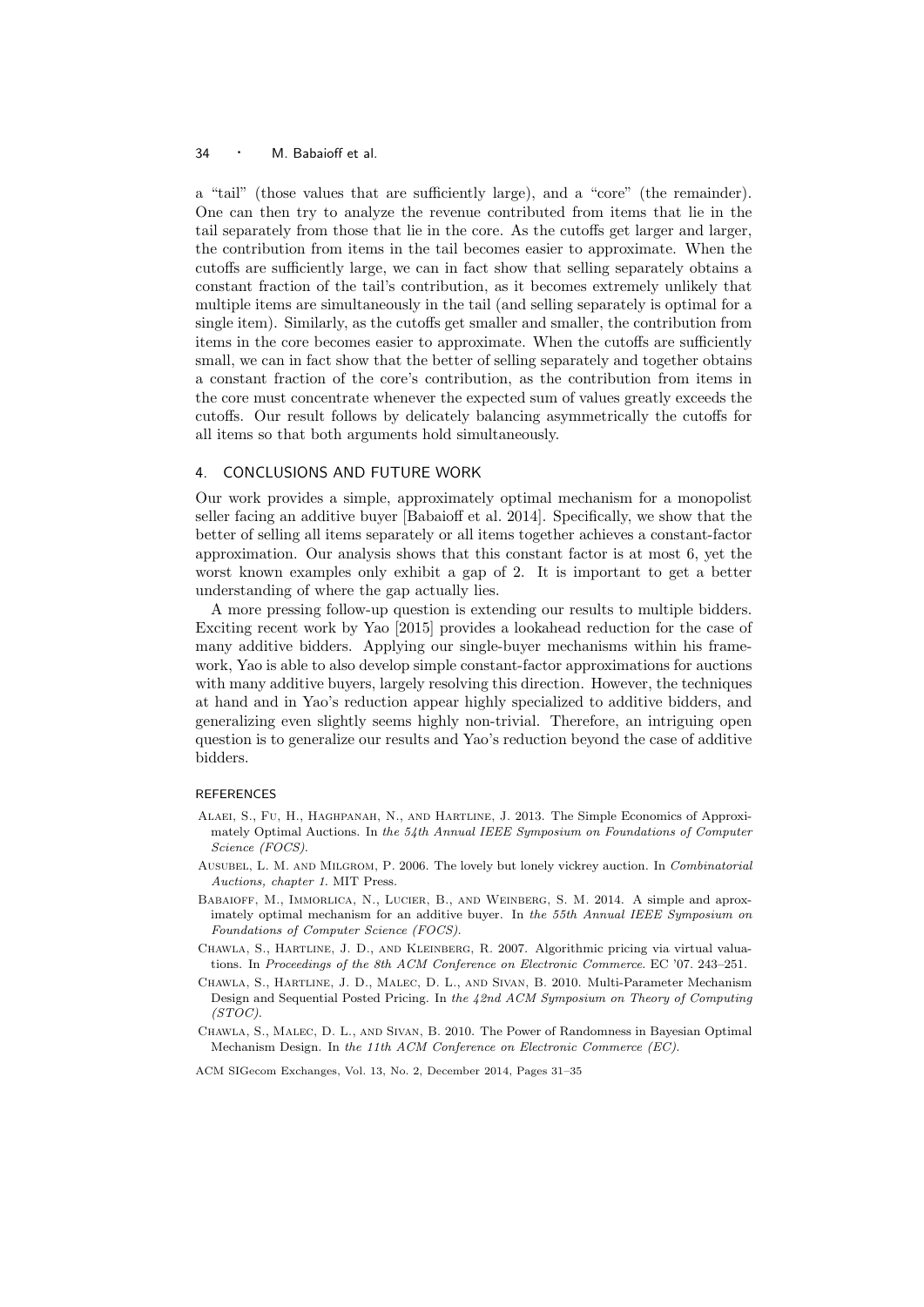a "tail" (those values that are sufficiently large), and a "core" (the remainder). One can then try to analyze the revenue contributed from items that lie in the tail separately from those that lie in the core. As the cutoffs get larger and larger, the contribution from items in the tail becomes easier to approximate. When the cutoffs are sufficiently large, we can in fact show that selling separately obtains a constant fraction of the tail's contribution, as it becomes extremely unlikely that multiple items are simultaneously in the tail (and selling separately is optimal for a single item). Similarly, as the cutoffs get smaller and smaller, the contribution from items in the core becomes easier to approximate. When the cutoffs are sufficiently small, we can in fact show that the better of selling separately and together obtains a constant fraction of the core's contribution, as the contribution from items in the core must concentrate whenever the expected sum of values greatly exceeds the cutoffs. Our result follows by delicately balancing asymmetrically the cutoffs for all items so that both arguments hold simultaneously.

## 4. CONCLUSIONS AND FUTURE WORK

Our work provides a simple, approximately optimal mechanism for a monopolist seller facing an additive buyer [Babaioff et al. 2014]. Specifically, we show that the better of selling all items separately or all items together achieves a constant-factor approximation. Our analysis shows that this constant factor is at most 6, yet the worst known examples only exhibit a gap of 2. It is important to get a better understanding of where the gap actually lies.

A more pressing follow-up question is extending our results to multiple bidders. Exciting recent work by Yao [2015] provides a lookahead reduction for the case of many additive bidders. Applying our single-buyer mechanisms within his framework, Yao is able to also develop simple constant-factor approximations for auctions with many additive buyers, largely resolving this direction. However, the techniques at hand and in Yao's reduction appear highly specialized to additive bidders, and generalizing even slightly seems highly non-trivial. Therefore, an intriguing open question is to generalize our results and Yao's reduction beyond the case of additive bidders.

### REFERENCES

- Alaei, S., Fu, H., Haghpanah, N., and Hartline, J. 2013. The Simple Economics of Approximately Optimal Auctions. In *the 54th Annual IEEE Symposium on Foundations of Computer Science (FOCS)*.
- Ausubel, L. M. and Milgrom, P. 2006. The lovely but lonely vickrey auction. In *Combinatorial Auctions, chapter 1*. MIT Press.
- Babaioff, M., Immorlica, N., Lucier, B., and Weinberg, S. M. 2014. A simple and aproximately optimal mechanism for an additive buyer. In *the 55th Annual IEEE Symposium on Foundations of Computer Science (FOCS)*.
- Chawla, S., Hartline, J. D., and Kleinberg, R. 2007. Algorithmic pricing via virtual valuations. In *Proceedings of the 8th ACM Conference on Electronic Commerce*. EC '07. 243–251.
- Chawla, S., Hartline, J. D., Malec, D. L., and Sivan, B. 2010. Multi-Parameter Mechanism Design and Sequential Posted Pricing. In *the 42nd ACM Symposium on Theory of Computing (STOC)*.
- Chawla, S., Malec, D. L., and Sivan, B. 2010. The Power of Randomness in Bayesian Optimal Mechanism Design. In *the 11th ACM Conference on Electronic Commerce (EC)*.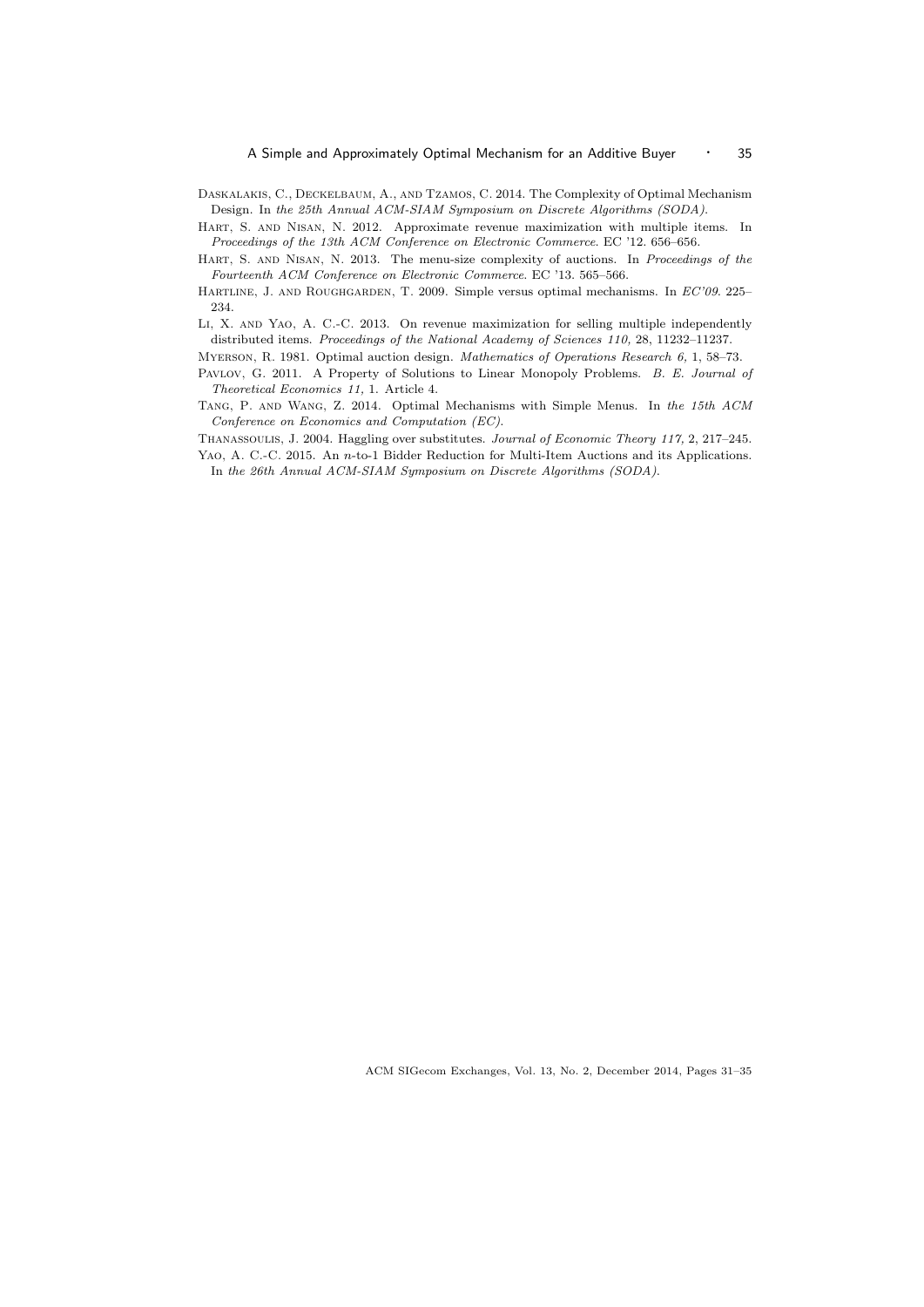Daskalakis, C., Deckelbaum, A., and Tzamos, C. 2014. The Complexity of Optimal Mechanism Design. In *the 25th Annual ACM-SIAM Symposium on Discrete Algorithms (SODA)*.

Hart, S. and Nisan, N. 2012. Approximate revenue maximization with multiple items. In *Proceedings of the 13th ACM Conference on Electronic Commerce*. EC '12. 656–656.

Hart, S. and Nisan, N. 2013. The menu-size complexity of auctions. In *Proceedings of the Fourteenth ACM Conference on Electronic Commerce*. EC '13. 565–566.

Hartline, J. and Roughgarden, T. 2009. Simple versus optimal mechanisms. In *EC'09*. 225–234.

Li, X. and Yao, A. C.-C. 2013. On revenue maximization for selling multiple independently distributed items. *Proceedings of the National Academy of Sciences 110,* 28, 11232–11237.

Myerson, R. 1981. Optimal auction design. *Mathematics of Operations Research 6,* 1, 58–73.

Pavlov, G. 2011. A Property of Solutions to Linear Monopoly Problems. *B. E. Journal of Theoretical Economics 11,* 1. Article 4.

Tang, P. and Wang, Z. 2014. Optimal Mechanisms with Simple Menus. In *the 15th ACM Conference on Economics and Computation (EC)*.

Thanassoulis, J. 2004. Haggling over substitutes. *Journal of Economic Theory 117,* 2, 217–245.

Yao, A. C.-C. 2015. An $n$-to-1 Bidder Reduction for Multi-Item Auctions and its Applications. In *the 26th Annual ACM-SIAM Symposium on Discrete Algorithms (SODA)*.